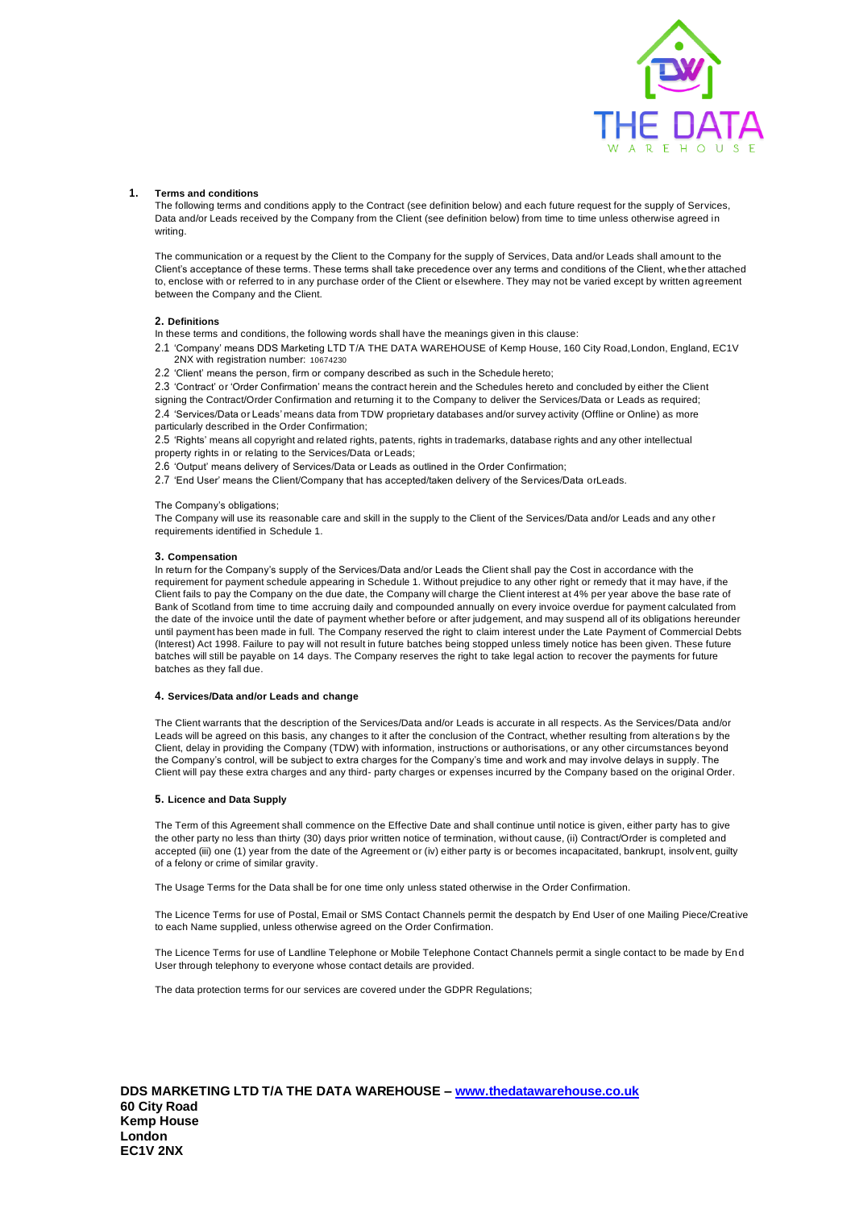## 1. Terms and conditions

The following terms and conditions apply to the Contract (see definition below) and each future request for the supply of Services, Data and/or Leads received by the Company from the Client (see definition below) from time to time unless otherwise agreed in writing.

The communication or a request by the Client to the Company for the supply of Services, Data and/or Leads shall amount to the Client's acceptance of these terms. These terms shall take precedence over any terms and conditions of the Client, whether attached to, enclose with or referred to in any purchase order of the Client or elsewhere. They may not be varied except by written agreement between the Company and the Client.

### 2. Definitions

In these terms and conditions, the following words shall have the meanings given in this clause:

2.1 'Company' means DDS Marketing LTD T/A THE DATA WAREHOUSE of Kemp House, 160 City Road, London, England, EC1V 2NX with registration number: 10674230

2.2 'Client' means the person, firm or company described as such in the Schedule hereto;

2.3 'Contract' or 'Order Confirmation' means the contract herein and the Schedules hereto and concluded by either the Client signing the Contract/Order Confirmation and returning it to the Company to deliver the Services/Data or Leads as required;

2.4 'Services/Data or Leads' means data from TDW proprietary databases and/or survey activity (Offline or Online) as more particularly described in the Order Confirmation;

2.5 'Rights' means all copyright and related rights, patents, rights in trademarks, database rights and any other intellectual property rights in or relating to the Services/Data or Leads;

2.6 'Output' means delivery of Services/Data or Leads as outlined in the Order Confirmation;

2.7 'End User' means the Client/Company that has accepted/taken delivery of the Services/Data orLeads.

The Company's obligations;

The Company will use its reasonable care and skill in the supply to the Client of the Services/Data and/or Leads and any other requirements identified in Schedule 1.

### 3. Compensation

In return for the Company's supply of the Services/Data and/or Leads the Client shall pay the Cost in accordance with the requirement for payment schedule appearing in Schedule 1. Without prejudice to any other right or remedy that it may have, if the Client fails to pay the Company on the due date, the Company will charge the Client interest at 4% per year above the base rate of Bank of Scotland from time to time accruing daily and compounded annually on every invoice overdue for payment calculated from the date of the invoice until the date of payment whether before or after judgement, and may suspend all of its obligations hereunder until payment has been made in full. The Company reserved the right to claim interest under the Late Payment of Commercial Debts (Interest) Act 1998. Failure to pay will not result in future batches being stopped unless timely notice has been given. These future batches will still be payable on 14 days. The Company reserves the right to take legal action to recover the payments for future batches as they fall due.

### 4. Services/Data and/or Leads and change

The Client warrants that the description of the Services/Data and/or Leads is accurate in all respects. As the Services/Data and/or Leads will be agreed on this basis, any changes to it after the conclusion of the Contract, whether resulting from alterations by the Client, delay in providing the Company (TDW) with information, instructions or authorisations, or any other circumstances beyond the Company's control, will be subject to extra charges for the Company's time and work and may involve delays in supply. The Client will pay these extra charges and any third- party charges or expenses incurred by the Company based on the original Order.

### 5. Licence and Data Supply

The Term of this Agreement shall commence on the Effective Date and shall continue until notice is given, either party has to give the other party no less than thirty (30) days prior written notice of termination, without cause, (ii) Contract/Order is completed and accepted (iii) one (1) year from the date of the Agreement or (iv) either party is or becomes incapacitated, bankrupt, insolvent, guilty of a felony or crime of similar gravity.

The Usage Terms for the Data shall be for one time only unless stated otherwise in the Order Confirmation.

The Licence Terms for use of Postal, Email or SMS Contact Channels permit the despatch by End User of one Mailing Piece/Creative to each Name supplied, unless otherwise agreed on the Order Confirmation.

The Licence Terms for use of Landline Telephone or Mobile Telephone Contact Channels permit a single contact to be made by End User through telephony to everyone whose contact details are provided.

The data protection terms for our services are covered under the GDPR Regulations;

**DDS MARKETING LTD T/A THE DATA WAREHOUSE – [www.thedatawarehouse.co.uk](http://www.thedatawarehouse.co.uk)**
**60 City Road**
**Kemp House**
**London**
**EC1V 2NX**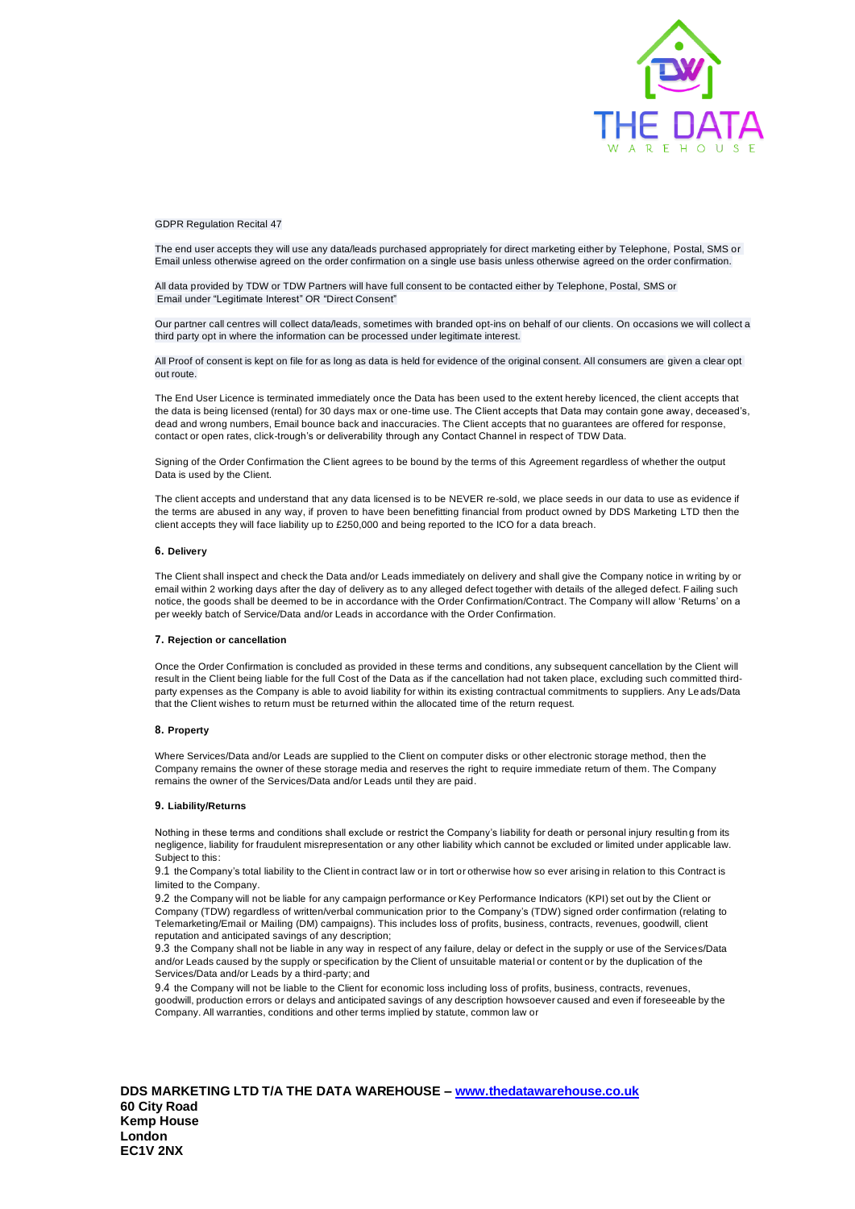GDPR Regulation Recital 47

The end user accepts they will use any data/leads purchased appropriately for direct marketing either by Telephone, Postal, SMS or Email unless otherwise agreed on the order confirmation on a single use basis unless otherwise agreed on the order confirmation.

All data provided by TDW or TDW Partners will have full consent to be contacted either by Telephone, Postal, SMS or Email under "Legitimate Interest" OR "Direct Consent"

Our partner call centres will collect data/leads, sometimes with branded opt-ins on behalf of our clients. On occasions we will collect a third party opt in where the information can be processed under legitimate interest.

All Proof of consent is kept on file for as long as data is held for evidence of the original consent. All consumers are given a clear opt out route.

The End User Licence is terminated immediately once the Data has been used to the extent hereby licenced, the client accepts that the data is being licensed (rental) for 30 days max or one-time use. The Client accepts that Data may contain gone away, deceased's, dead and wrong numbers, Email bounce back and inaccuracies. The Client accepts that no guarantees are offered for response, contact or open rates, click-trough's or deliverability through any Contact Channel in respect of TDW Data.

Signing of the Order Confirmation the Client agrees to be bound by the terms of this Agreement regardless of whether the output Data is used by the Client.

The client accepts and understand that any data licensed is to be NEVER re-sold, we place seeds in our data to use as evidence if the terms are abused in any way, if proven to have been benefitting financial from product owned by DDS Marketing LTD then the client accepts they will face liability up to £250,000 and being reported to the ICO for a data breach.

### 6. Delivery

The Client shall inspect and check the Data and/or Leads immediately on delivery and shall give the Company notice in writing by or email within 2 working days after the day of delivery as to any alleged defect together with details of the alleged defect. Failing such notice, the goods shall be deemed to be in accordance with the Order Confirmation/Contract. The Company will allow 'Returns' on a per weekly batch of Service/Data and/or Leads in accordance with the Order Confirmation.

### 7. Rejection or cancellation

Once the Order Confirmation is concluded as provided in these terms and conditions, any subsequent cancellation by the Client will result in the Client being liable for the full Cost of the Data as if the cancellation had not taken place, excluding such committed third-party expenses as the Company is able to avoid liability for within its existing contractual commitments to suppliers. Any Leads/Data that the Client wishes to return must be returned within the allocated time of the return request.

### 8. Property

Where Services/Data and/or Leads are supplied to the Client on computer disks or other electronic storage method, then the Company remains the owner of these storage media and reserves the right to require immediate return of them. The Company remains the owner of the Services/Data and/or Leads until they are paid.

### 9. Liability/Returns

Nothing in these terms and conditions shall exclude or restrict the Company's liability for death or personal injury resulting from its negligence, liability for fraudulent misrepresentation or any other liability which cannot be excluded or limited under applicable law. Subject to this:

9.1 the Company's total liability to the Client in contract law or in tort or otherwise how so ever arising in relation to this Contract is limited to the Company.

9.2 the Company will not be liable for any campaign performance or Key Performance Indicators (KPI) set out by the Client or Company (TDW) regardless of written/verbal communication prior to the Company's (TDW) signed order confirmation (relating to Telemarketing/Email or Mailing (DM) campaigns). This includes loss of profits, business, contracts, revenues, goodwill, client reputation and anticipated savings of any description;

9.3 the Company shall not be liable in any way in respect of any failure, delay or defect in the supply or use of the Services/Data and/or Leads caused by the supply or specification by the Client of unsuitable material or content or by the duplication of the Services/Data and/or Leads by a third-party; and

9.4 the Company will not be liable to the Client for economic loss including loss of profits, business, contracts, revenues, goodwill, production errors or delays and anticipated savings of any description howsoever caused and even if foreseeable by the Company. All warranties, conditions and other terms implied by statute, common law or

**DDS MARKETING LTD T/A THE DATA WAREHOUSE – www.thedatawarehouse.co.uk**
**60 City Road**
**Kemp House**
**London**
**EC1V 2NX**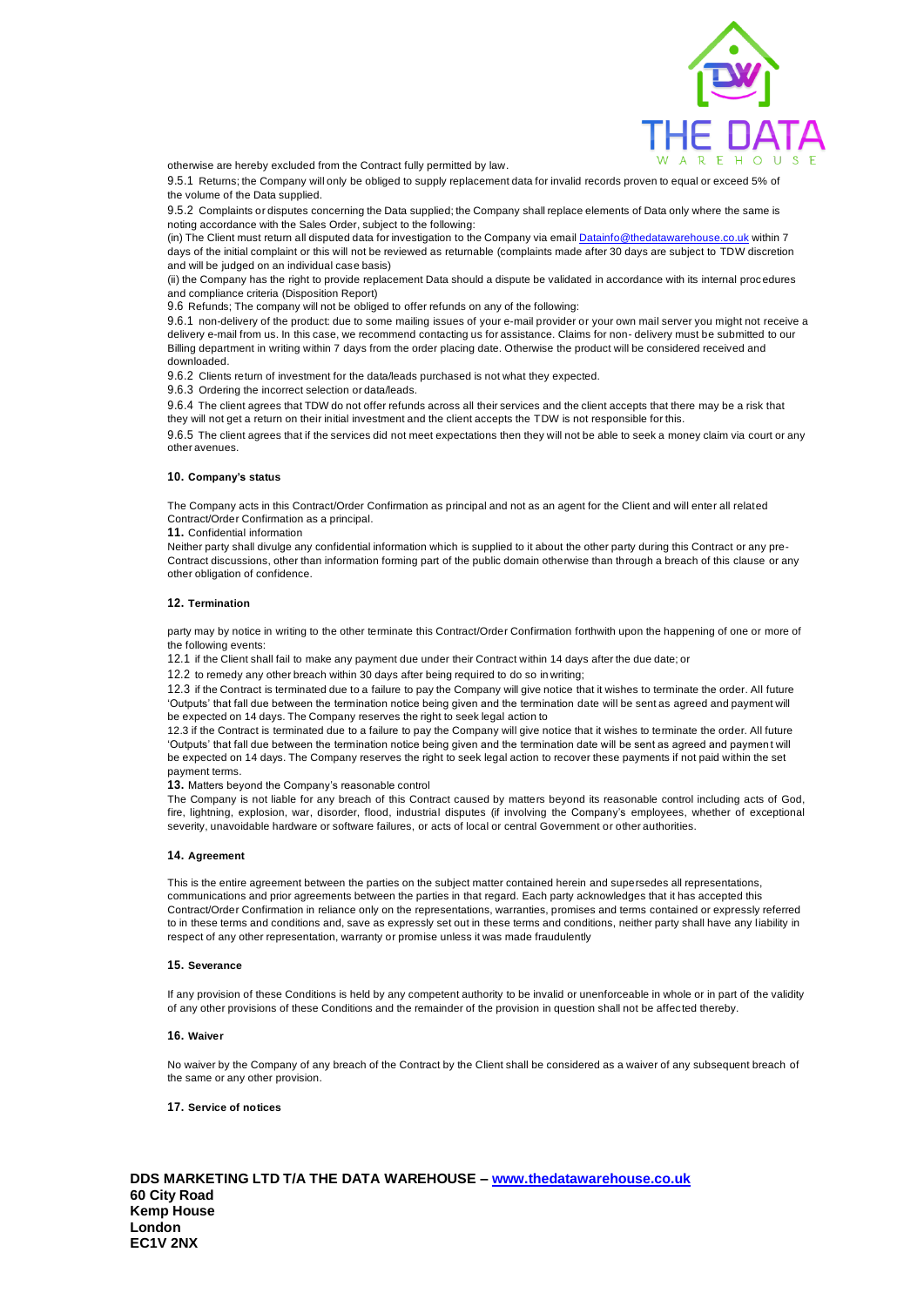otherwise are hereby excluded from the Contract fully permitted by law.

9.5.1 Returns; the Company will only be obliged to supply replacement data for invalid records proven to equal or exceed 5% of the volume of the Data supplied.

9.5.2 Complaints or disputes concerning the Data supplied; the Company shall replace elements of Data only where the same is noting accordance with the Sales Order, subject to the following:

(in) The Client must return all disputed data for investigation to the Company via email Datainfo@thedatawarehouse.co.uk within 7 days of the initial complaint or this will not be reviewed as returnable (complaints made after 30 days are subject to TDW discretion and will be judged on an individual case basis)

(ii) the Company has the right to provide replacement Data should a dispute be validated in accordance with its internal procedures and compliance criteria (Disposition Report)

9.6 Refunds; The company will not be obliged to offer refunds on any of the following:

9.6.1 non-delivery of the product: due to some mailing issues of your e-mail provider or your own mail server you might not receive a delivery e-mail from us. In this case, we recommend contacting us for assistance. Claims for non- delivery must be submitted to our Billing department in writing within 7 days from the order placing date. Otherwise the product will be considered received and downloaded.

9.6.2 Clients return of investment for the data/leads purchased is not what they expected.

9.6.3 Ordering the incorrect selection or data/leads.

9.6.4 The client agrees that TDW do not offer refunds across all their services and the client accepts that there may be a risk that they will not get a return on their initial investment and the client accepts the TDW is not responsible for this.

9.6.5 The client agrees that if the services did not meet expectations then they will not be able to seek a money claim via court or any other avenues.

**10. Company's status**

The Company acts in this Contract/Order Confirmation as principal and not as an agent for the Client and will enter all related Contract/Order Confirmation as a principal.

**11.** Confidential information

Neither party shall divulge any confidential information which is supplied to it about the other party during this Contract or any pre-Contract discussions, other than information forming part of the public domain otherwise than through a breach of this clause or any other obligation of confidence.

**12. Termination**

party may by notice in writing to the other terminate this Contract/Order Confirmation forthwith upon the happening of one or more of the following events:

12.1 if the Client shall fail to make any payment due under their Contract within 14 days after the due date; or

12.2 to remedy any other breach within 30 days after being required to do so in writing;

12.3 if the Contract is terminated due to a failure to pay the Company will give notice that it wishes to terminate the order. All future 'Outputs' that fall due between the termination notice being given and the termination date will be sent as agreed and payment will be expected on 14 days. The Company reserves the right to seek legal action to

12.3 if the Contract is terminated due to a failure to pay the Company will give notice that it wishes to terminate the order. All future 'Outputs' that fall due between the termination notice being given and the termination date will be sent as agreed and payment will be expected on 14 days. The Company reserves the right to seek legal action to recover these payments if not paid within the set payment terms.

**13.** Matters beyond the Company's reasonable control

The Company is not liable for any breach of this Contract caused by matters beyond its reasonable control including acts of God, fire, lightning, explosion, war, disorder, flood, industrial disputes (if involving the Company's employees, whether of exceptional severity, unavoidable hardware or software failures, or acts of local or central Government or other authorities.

**14. Agreement**

This is the entire agreement between the parties on the subject matter contained herein and supersedes all representations, communications and prior agreements between the parties in that regard. Each party acknowledges that it has accepted this Contract/Order Confirmation in reliance only on the representations, warranties, promises and terms contained or expressly referred to in these terms and conditions and, save as expressly set out in these terms and conditions, neither party shall have any liability in respect of any other representation, warranty or promise unless it was made fraudulently

**15. Severance**

If any provision of these Conditions is held by any competent authority to be invalid or unenforceable in whole or in part of the validity of any other provisions of these Conditions and the remainder of the provision in question shall not be affected thereby.

**16. Waiver**

No waiver by the Company of any breach of the Contract by the Client shall be considered as a waiver of any subsequent breach of the same or any other provision.

**17. Service of notices**

**DDS MARKETING LTD T/A THE DATA WAREHOUSE – www.thedatawarehouse.co.uk**
**60 City Road**
**Kemp House**
**London**
**EC1V 2NX**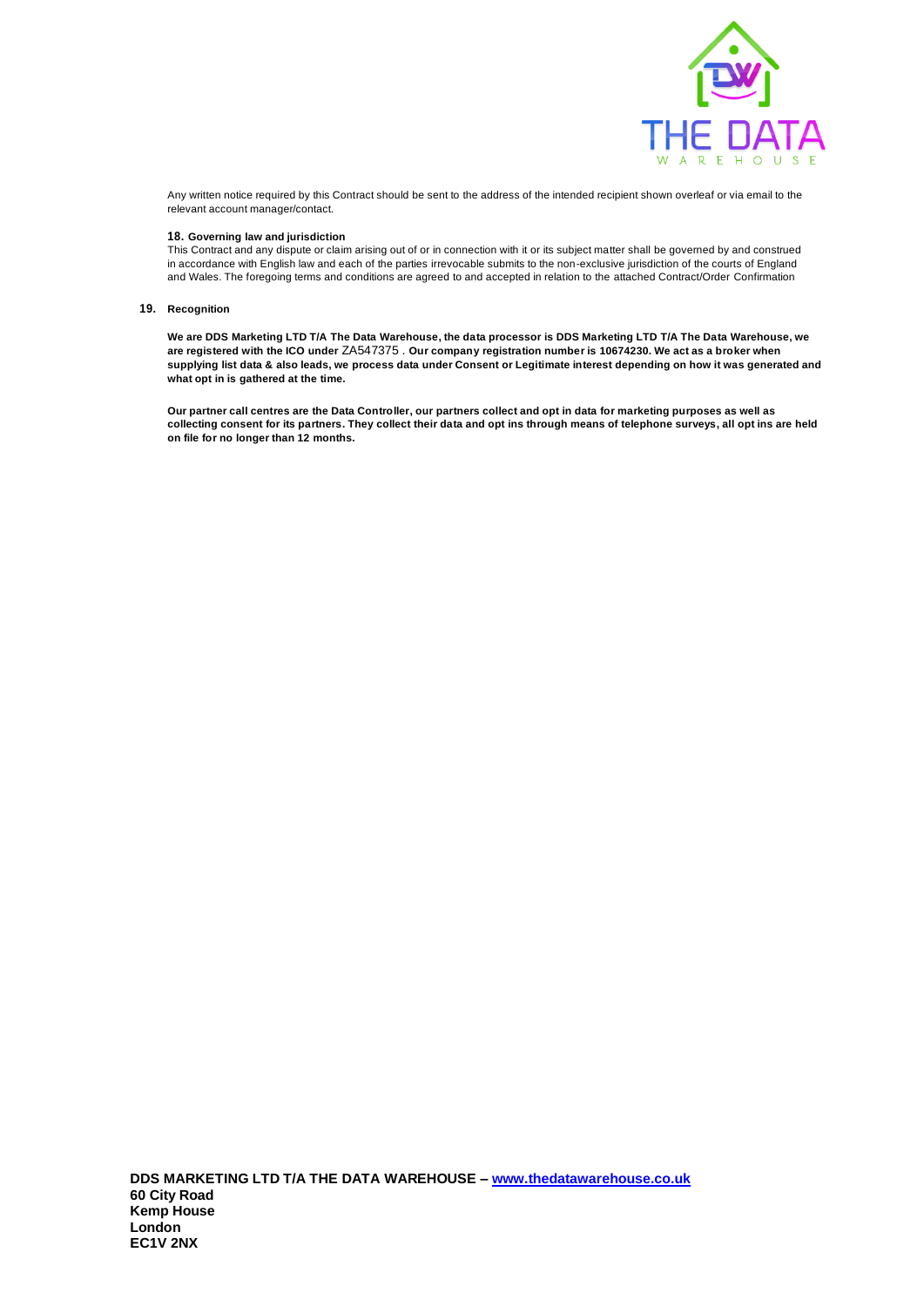Any written notice required by this Contract should be sent to the address of the intended recipient shown overleaf or via email to the relevant account manager/contact.

**18. Governing law and jurisdiction**

This Contract and any dispute or claim arising out of or in connection with it or its subject matter shall be governed by and construed in accordance with English law and each of the parties irrevocable submits to the non-exclusive jurisdiction of the courts of England and Wales. The foregoing terms and conditions are agreed to and accepted in relation to the attached Contract/Order Confirmation

**19. Recognition**

**We are DDS Marketing LTD T/A The Data Warehouse, the data processor is DDS Marketing LTD T/A The Data Warehouse, we are registered with the ICO under** ZA547375 . **Our company registration number is 10674230. We act as a broker when supplying list data & also leads, we process data under Consent or Legitimate interest depending on how it was generated and what opt in is gathered at the time.**

**Our partner call centres are the Data Controller, our partners collect and opt in data for marketing purposes as well as collecting consent for its partners. They collect their data and opt ins through means of telephone surveys, all opt ins are held on file for no longer than 12 months.**

**DDS MARKETING LTD T/A THE DATA WAREHOUSE – [www.thedatawarehouse.co.uk](http://www.thedatawarehouse.co.uk)**
**60 City Road**
**Kemp House**
**London**
**EC1V 2NX**